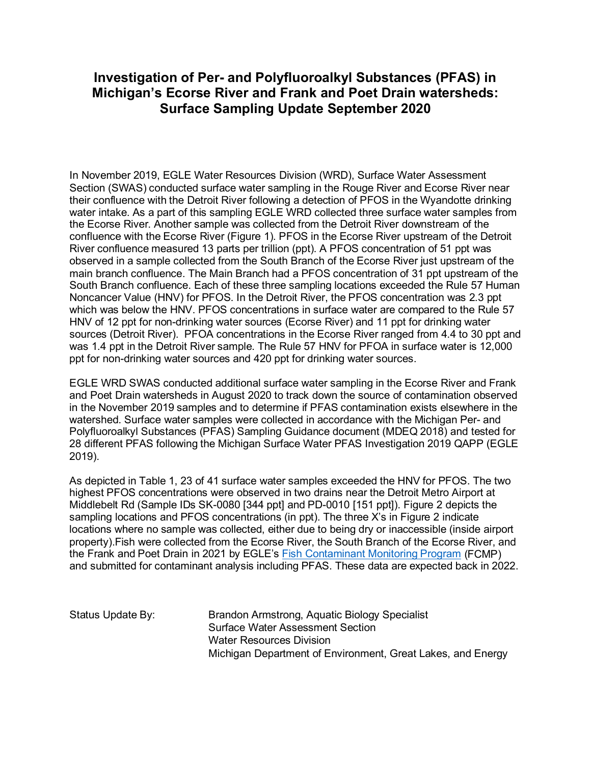# Investigation of Per- and Polyfluoroalkyl Substances (PFAS) in Michigan's Ecorse River and Frank and Poet Drain watersheds: Surface Sampling Update September 2020

In November 2019, EGLE Water Resources Division (WRD), Surface Water Assessment Section (SWAS) conducted surface water sampling in the Rouge River and Ecorse River near their confluence with the Detroit River following a detection of PFOS in the Wyandotte drinking water intake. As a part of this sampling EGLE WRD collected three surface water samples from the Ecorse River. Another sample was collected from the Detroit River downstream of the confluence with the Ecorse River (Figure 1). PFOS in the Ecorse River upstream of the Detroit River confluence measured 13 parts per trillion (ppt). A PFOS concentration of 51 ppt was observed in a sample collected from the South Branch of the Ecorse River just upstream of the main branch confluence. The Main Branch had a PFOS concentration of 31 ppt upstream of the South Branch confluence. Each of these three sampling locations exceeded the Rule 57 Human Noncancer Value (HNV) for PFOS. In the Detroit River, the PFOS concentration was 2.3 ppt which was below the HNV. PFOS concentrations in surface water are compared to the Rule 57 HNV of 12 ppt for non-drinking water sources (Ecorse River) and 11 ppt for drinking water sources (Detroit River). PFOA concentrations in the Ecorse River ranged from 4.4 to 30 ppt and was 1.4 ppt in the Detroit River sample. The Rule 57 HNV for PFOA in surface water is 12,000 ppt for non-drinking water sources and 420 ppt for drinking water sources.

EGLE WRD SWAS conducted additional surface water sampling in the Ecorse River and Frank and Poet Drain watersheds in August 2020 to track down the source of contamination observed in the November 2019 samples and to determine if PFAS contamination exists elsewhere in the watershed. Surface water samples were collected in accordance with the Michigan Per- and Polyfluoroalkyl Substances (PFAS) Sampling Guidance document (MDEQ 2018) and tested for 28 different PFAS following the Michigan Surface Water PFAS Investigation 2019 QAPP (EGLE 2019).

As depicted in Table 1, 23 of 41 surface water samples exceeded the HNV for PFOS. The two highest PFOS concentrations were observed in two drains near the Detroit Metro Airport at Middlebelt Rd (Sample IDs SK-0080 [344 ppt] and PD-0010 [151 ppt]). Figure 2 depicts the sampling locations and PFOS concentrations (in ppt). The three X's in Figure 2 indicate locations where no sample was collected, either due to being dry or inaccessible (inside airport property).Fish were collected from the Ecorse River, the South Branch of the Ecorse River, and the Frank and Poet Drain in 2021 by EGLE's Fish Contaminant Monitoring Program (FCMP) and submitted for contaminant analysis including PFAS. These data are expected back in 2022.

Status Update By: Brandon Armstrong, Aquatic Biology Specialist
Surface Water Assessment Section
Water Resources Division
Michigan Department of Environment, Great Lakes, and Energy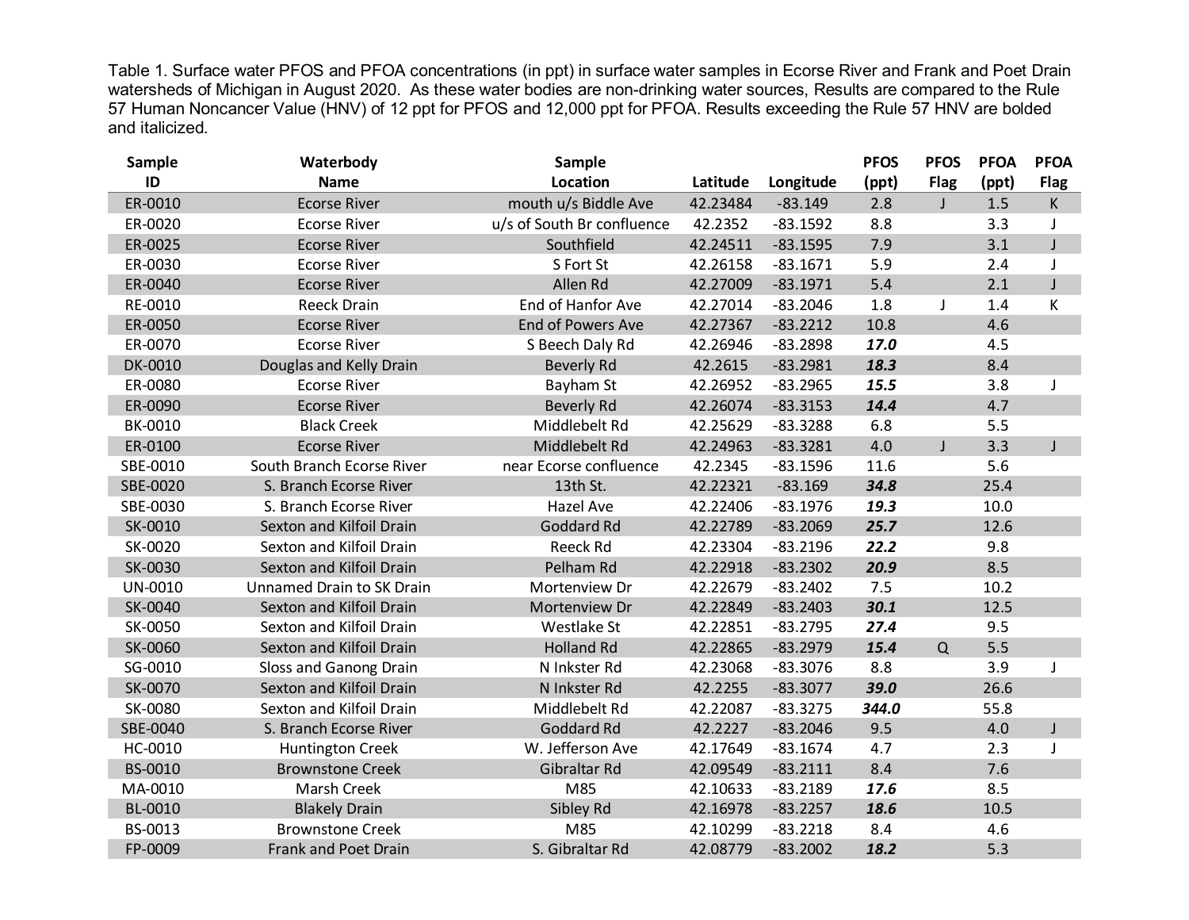Table 1. Surface water PFOS and PFOA concentrations (in ppt) in surface water samples in Ecorse River and Frank and Poet Drain watersheds of Michigan in August 2020. As these water bodies are non-drinking water sources, Results are compared to the Rule 57 Human Noncancer Value (HNV) of 12 ppt for PFOS and 12,000 ppt for PFOA. Results exceeding the Rule 57 HNV are bolded and italicized.

| Sample ID | Waterbody Name | Sample Location | Latitude | Longitude | PFOS (ppt) | PFOS Flag | PFOA (ppt) | PFOA Flag |
|---|---|---|---|---|---|---|---|---|
| ER-0010 | Ecorse River | mouth u/s Biddle Ave | 42.23484 | -83.149 | 2.8 | J | 1.5 | K |
| ER-0020 | Ecorse River | u/s of South Br confluence | 42.2352 | -83.1592 | 8.8 | | 3.3 | J |
| ER-0025 | Ecorse River | Southfield | 42.24511 | -83.1595 | 7.9 | | 3.1 | J |
| ER-0030 | Ecorse River | S Fort St | 42.26158 | -83.1671 | 5.9 | | 2.4 | J |
| ER-0040 | Ecorse River | Allen Rd | 42.27009 | -83.1971 | 5.4 | | 2.1 | J |
| RE-0010 | Reeck Drain | End of Hanfor Ave | 42.27014 | -83.2046 | 1.8 | J | 1.4 | K |
| ER-0050 | Ecorse River | End of Powers Ave | 42.27367 | -83.2212 | 10.8 | | 4.6 | |
| ER-0070 | Ecorse River | S Beech Daly Rd | 42.26946 | -83.2898 | ***17.0*** | | 4.5 | |
| DK-0010 | Douglas and Kelly Drain | Beverly Rd | 42.2615 | -83.2981 | ***18.3*** | | 8.4 | |
| ER-0080 | Ecorse River | Bayham St | 42.26952 | -83.2965 | ***15.5*** | | 3.8 | J |
| ER-0090 | Ecorse River | Beverly Rd | 42.26074 | -83.3153 | ***14.4*** | | 4.7 | |
| BK-0010 | Black Creek | Middlebelt Rd | 42.25629 | -83.3288 | 6.8 | | 5.5 | |
| ER-0100 | Ecorse River | Middlebelt Rd | 42.24963 | -83.3281 | 4.0 | J | 3.3 | J |
| SBE-0010 | South Branch Ecorse River | near Ecorse confluence | 42.2345 | -83.1596 | 11.6 | | 5.6 | |
| SBE-0020 | S. Branch Ecorse River | 13th St. | 42.22321 | -83.169 | ***34.8*** | | 25.4 | |
| SBE-0030 | S. Branch Ecorse River | Hazel Ave | 42.22406 | -83.1976 | ***19.3*** | | 10.0 | |
| SK-0010 | Sexton and Kilfoil Drain | Goddard Rd | 42.22789 | -83.2069 | ***25.7*** | | 12.6 | |
| SK-0020 | Sexton and Kilfoil Drain | Reeck Rd | 42.23304 | -83.2196 | ***22.2*** | | 9.8 | |
| SK-0030 | Sexton and Kilfoil Drain | Pelham Rd | 42.22918 | -83.2302 | ***20.9*** | | 8.5 | |
| UN-0010 | Unnamed Drain to SK Drain | Mortenview Dr | 42.22679 | -83.2402 | 7.5 | | 10.2 | |
| SK-0040 | Sexton and Kilfoil Drain | Mortenview Dr | 42.22849 | -83.2403 | ***30.1*** | | 12.5 | |
| SK-0050 | Sexton and Kilfoil Drain | Westlake St | 42.22851 | -83.2795 | ***27.4*** | | 9.5 | |
| SK-0060 | Sexton and Kilfoil Drain | Holland Rd | 42.22865 | -83.2979 | ***15.4*** | Q | 5.5 | |
| SG-0010 | Sloss and Ganong Drain | N Inkster Rd | 42.23068 | -83.3076 | 8.8 | | 3.9 | J |
| SK-0070 | Sexton and Kilfoil Drain | N Inkster Rd | 42.2255 | -83.3077 | ***39.0*** | | 26.6 | |
| SK-0080 | Sexton and Kilfoil Drain | Middlebelt Rd | 42.22087 | -83.3275 | ***344.0*** | | 55.8 | |
| SBE-0040 | S. Branch Ecorse River | Goddard Rd | 42.2227 | -83.2046 | 9.5 | | 4.0 | J |
| HC-0010 | Huntington Creek | W. Jefferson Ave | 42.17649 | -83.1674 | 4.7 | | 2.3 | J |
| BS-0010 | Brownstone Creek | Gibraltar Rd | 42.09549 | -83.2111 | 8.4 | | 7.6 | |
| MA-0010 | Marsh Creek | M85 | 42.10633 | -83.2189 | ***17.6*** | | 8.5 | |
| BL-0010 | Blakely Drain | Sibley Rd | 42.16978 | -83.2257 | ***18.6*** | | 10.5 | |
| BS-0013 | Brownstone Creek | M85 | 42.10299 | -83.2218 | 8.4 | | 4.6 | |
| FP-0009 | Frank and Poet Drain | S. Gibraltar Rd | 42.08779 | -83.2002 | ***18.2*** | | 5.3 | |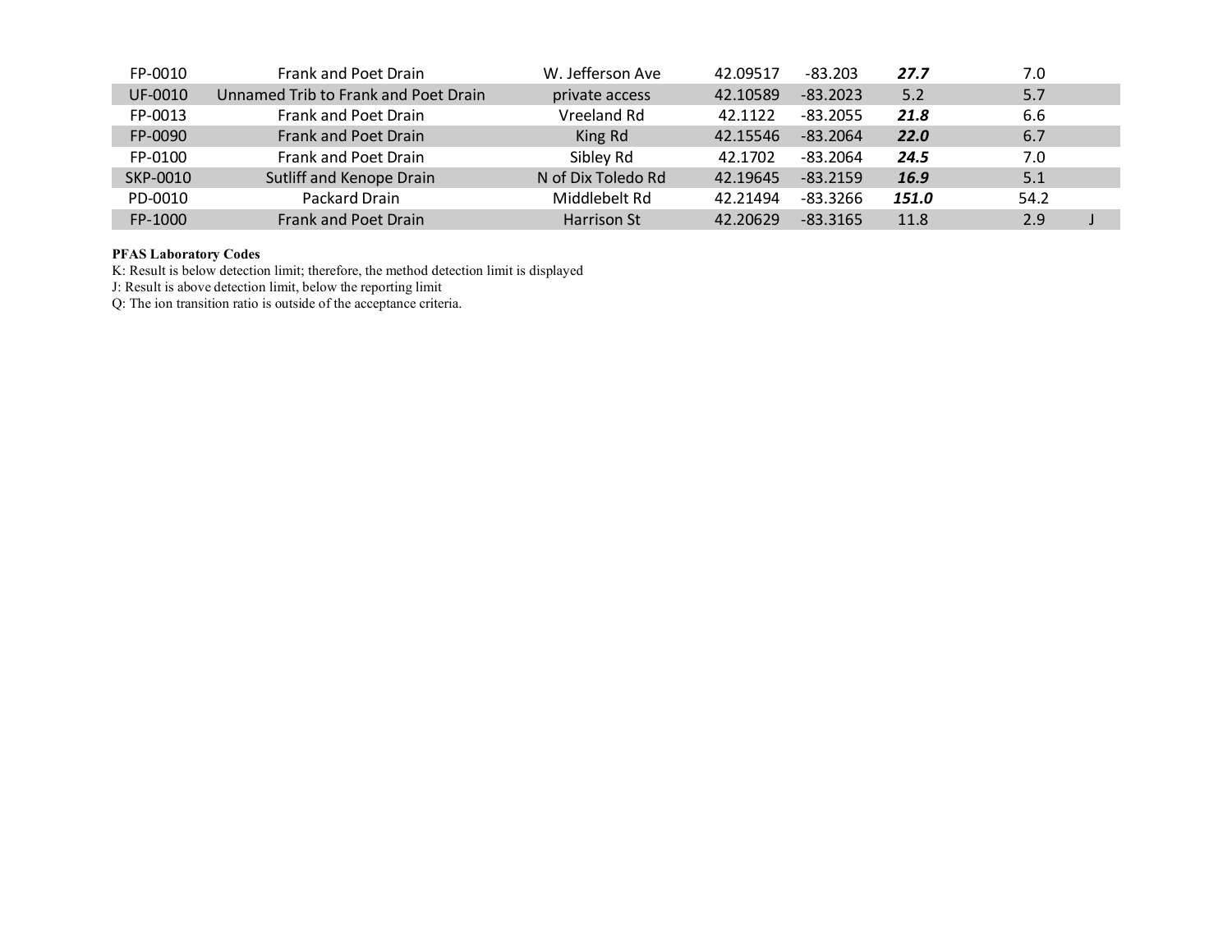| | | | | | | | |
|---|---|---|---|---|---|---|---|
| FP-0010 | Frank and Poet Drain | W. Jefferson Ave | 42.09517 | -83.203 | ***27.7*** | 7.0 | |
| UF-0010 | Unnamed Trib to Frank and Poet Drain | private access | 42.10589 | -83.2023 | 5.2 | 5.7 | |
| FP-0013 | Frank and Poet Drain | Vreeland Rd | 42.1122 | -83.2055 | ***21.8*** | 6.6 | |
| FP-0090 | Frank and Poet Drain | King Rd | 42.15546 | -83.2064 | ***22.0*** | 6.7 | |
| FP-0100 | Frank and Poet Drain | Sibley Rd | 42.1702 | -83.2064 | ***24.5*** | 7.0 | |
| SKP-0010 | Sutliff and Kenope Drain | N of Dix Toledo Rd | 42.19645 | -83.2159 | ***16.9*** | 5.1 | |
| PD-0010 | Packard Drain | Middlebelt Rd | 42.21494 | -83.3266 | ***151.0*** | 54.2 | |
| FP-1000 | Frank and Poet Drain | Harrison St | 42.20629 | -83.3165 | 11.8 | 2.9 | J |

**PFAS Laboratory Codes**

K: Result is below detection limit; therefore, the method detection limit is displayed

J: Result is above detection limit, below the reporting limit

Q: The ion transition ratio is outside of the acceptance criteria.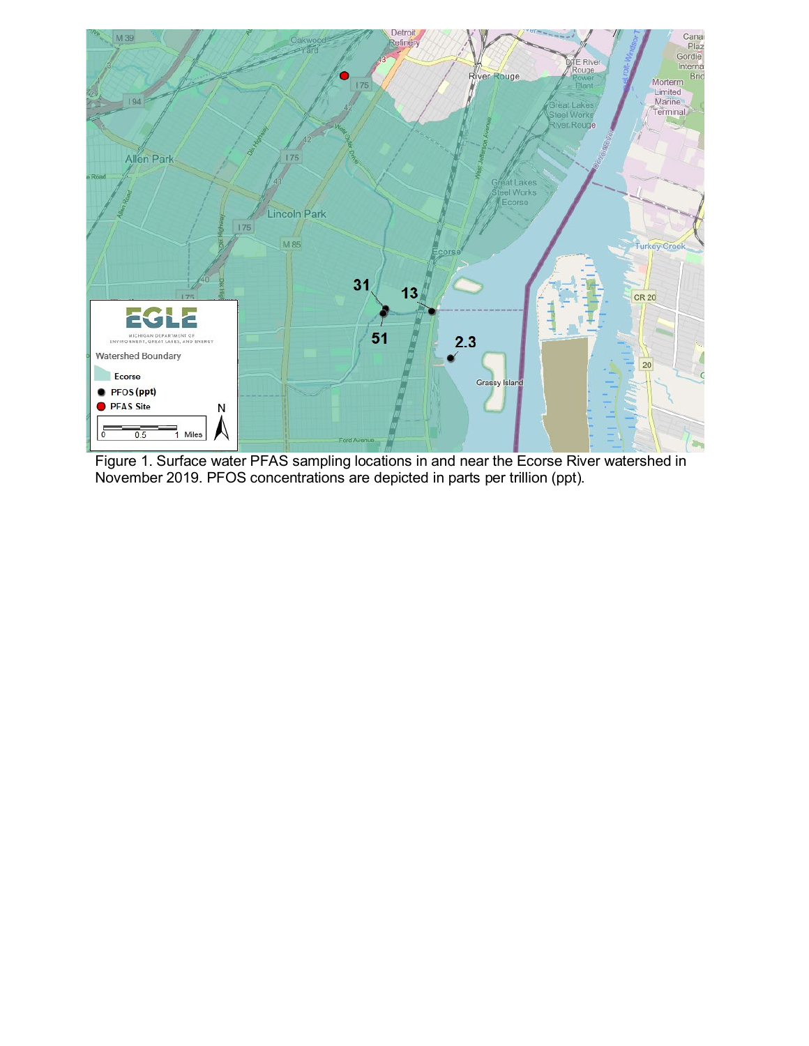Figure 1. Surface water PFAS sampling locations in and near the Ecorse River watershed in November 2019. PFOS concentrations are depicted in parts per trillion (ppt).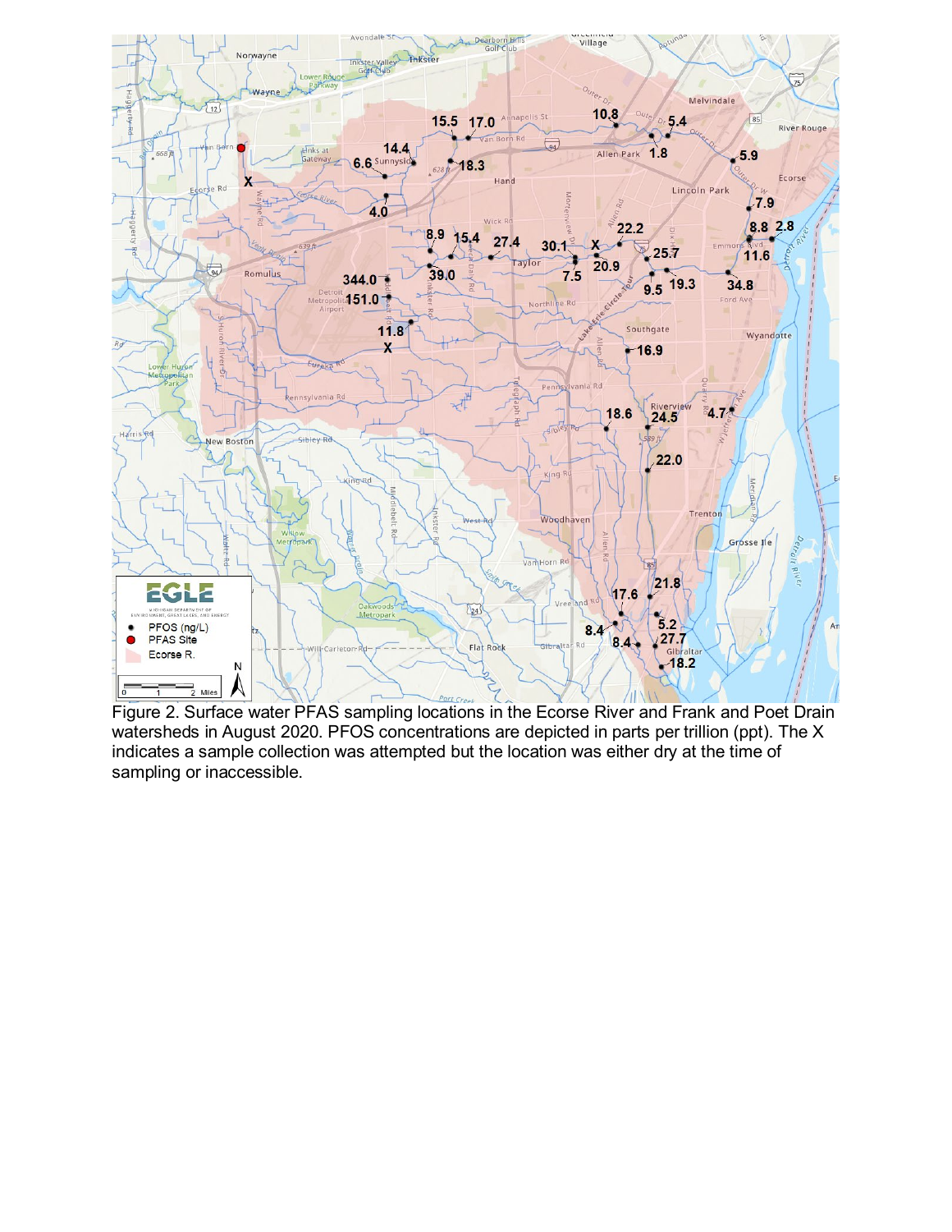Figure 2. Surface water PFAS sampling locations in the Ecorse River and Frank and Poet Drain watersheds in August 2020. PFOS concentrations are depicted in parts per trillion (ppt). The X indicates a sample collection was attempted but the location was either dry at the time of sampling or inaccessible.